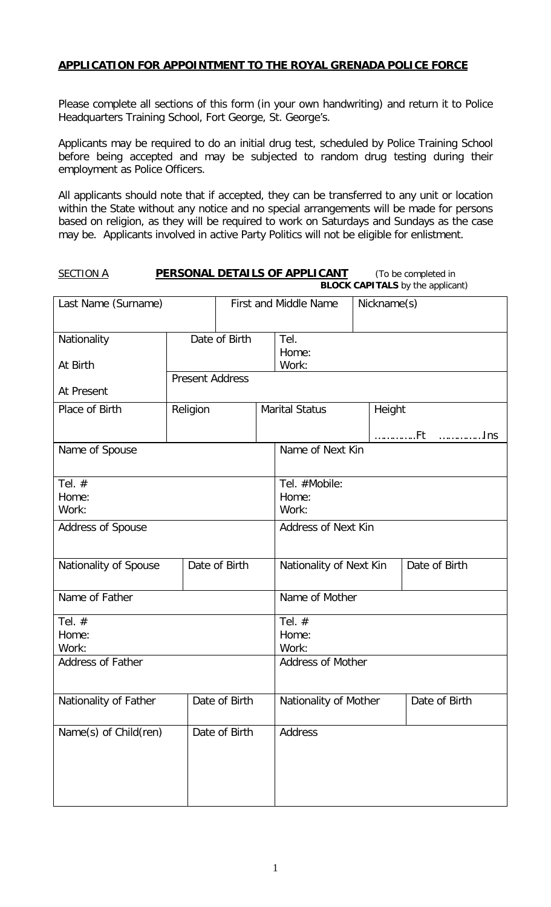## APPLICATION FOR APPOINTMENT TO THE ROYAL GRENADA POLICE FORCE

Please complete all sections of this form (in your own handwriting) and return it to Police Headquarters Training School, Fort George, St. George's.

Applicants may be required to do an initial drug test, scheduled by Police Training School before being accepted and may be subjected to random drug testing during their employment as Police Officers.

All applicants should note that if accepted, they can be transferred to any unit or location within the State without any notice and no special arrangements will be made for persons based on religion, as they will be required to work on Saturdays and Sundays as the case may be. Applicants involved in active Party Politics will not be eligible for enlistment.

SECTION A **PERSONAL DETAILS OF APPLICANT** (To be completed in **BLOCK CAPITALS** by the applicant)

| Last Name (Surname) | | First and Middle Name | | Nickname(s) | |
|---|---|---|---|---|---|
| Nationality<br><br>At Birth<br><br>At Present | Date of Birth | | Tel.<br>Home:<br>Work: | | |
| | Present Address | | | | |
| Place of Birth | Religion | | Marital Status | Height<br><br>…………..Ft …………..Ins | |

| Name of Spouse | | Name of Next Kin | |
|---|---|---|---|
| Tel. #<br>Home:<br>Work: | | Tel. #Mobile:<br>Home:<br>Work: | |
| Address of Spouse | | Address of Next Kin | |
| Nationality of Spouse | Date of Birth | Nationality of Next Kin | Date of Birth |
| Name of Father | | Name of Mother | |
| Tel. #<br>Home:<br>Work: | | Tel. #<br>Home:<br>Work: | |
| Address of Father | | Address of Mother | |
| Nationality of Father | Date of Birth | Nationality of Mother | Date of Birth |
| Name(s) of Child(ren) | Date of Birth | Address | |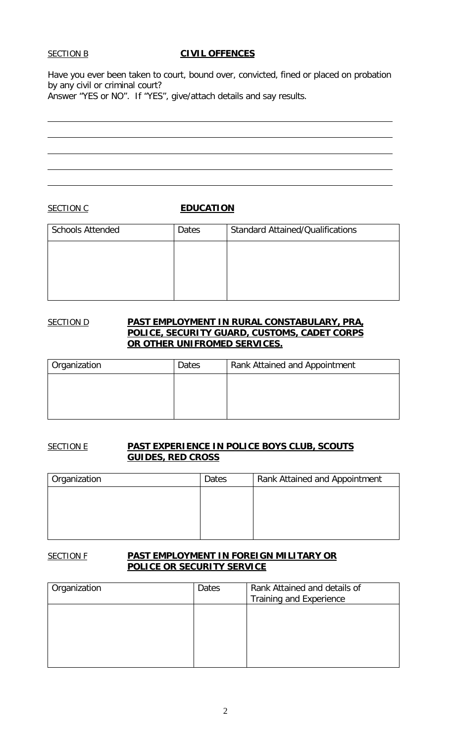SECTION B **CIVIL OFFENCES**

Have you ever been taken to court, bound over, convicted, fined or placed on probation by any civil or criminal court?
Answer "YES or NO". If "YES", give/attach details and say results.

SECTION C **EDUCATION**

| Schools Attended | Dates | Standard Attained/Qualifications |
| --- | --- | --- |
| | | |

SECTION D **PAST EMPLOYMENT IN RURAL CONSTABULARY, PRA, POLICE, SECURITY GUARD, CUSTOMS, CADET CORPS OR OTHER UNIFROMED SERVICES.**

| Organization | Dates | Rank Attained and Appointment |
| --- | --- | --- |
| | | |

SECTION E **PAST EXPERIENCE IN POLICE BOYS CLUB, SCOUTS GUIDES, RED CROSS**

| Organization | Dates | Rank Attained and Appointment |
| --- | --- | --- |
| | | |

SECTION F **PAST EMPLOYMENT IN FOREIGN MILITARY OR POLICE OR SECURITY SERVICE**

| Organization | Dates | Rank Attained and details of Training and Experience |
| --- | --- | --- |
| | | |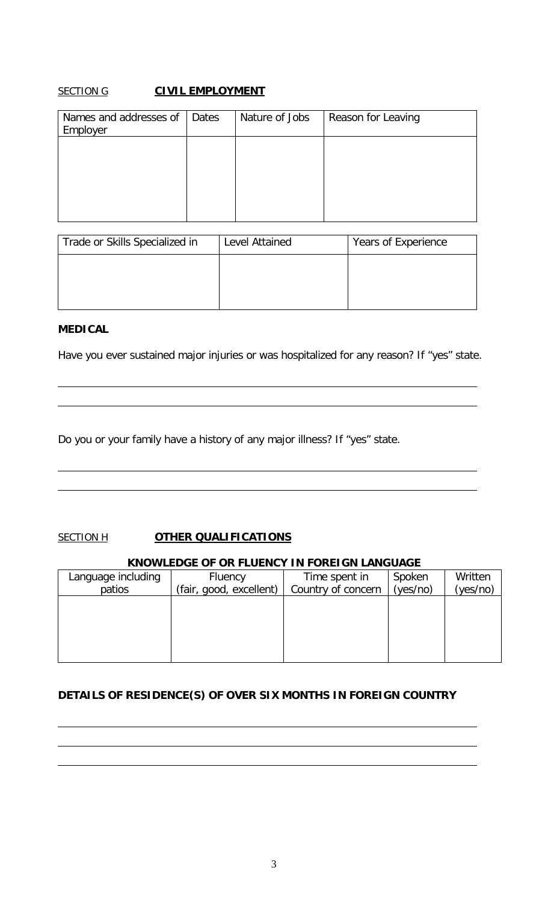SECTION G **CIVIL EMPLOYMENT**

| Names and addresses of Employer | Dates | Nature of Jobs | Reason for Leaving |
| --- | --- | --- | --- |
| | | | |

| Trade or Skills Specialized in | Level Attained | Years of Experience |
| --- | --- | --- |
| | | |

**MEDICAL**

Have you ever sustained major injuries or was hospitalized for any reason? If "yes" state.

______________________________________________________________________

______________________________________________________________________

Do you or your family have a history of any major illness? If "yes" state.

______________________________________________________________________

______________________________________________________________________

SECTION H **OTHER QUALIFICATIONS**

**KNOWLEDGE OF OR FLUENCY IN FOREIGN LANGUAGE**

| Language including patios | Fluency (fair, good, excellent) | Time spent in Country of concern | Spoken (yes/no) | Written (yes/no) |
| --- | --- | --- | --- | --- |
| | | | | |

**DETAILS OF RESIDENCE(S) OF OVER SIX MONTHS IN FOREIGN COUNTRY**

______________________________________________________________________

______________________________________________________________________

______________________________________________________________________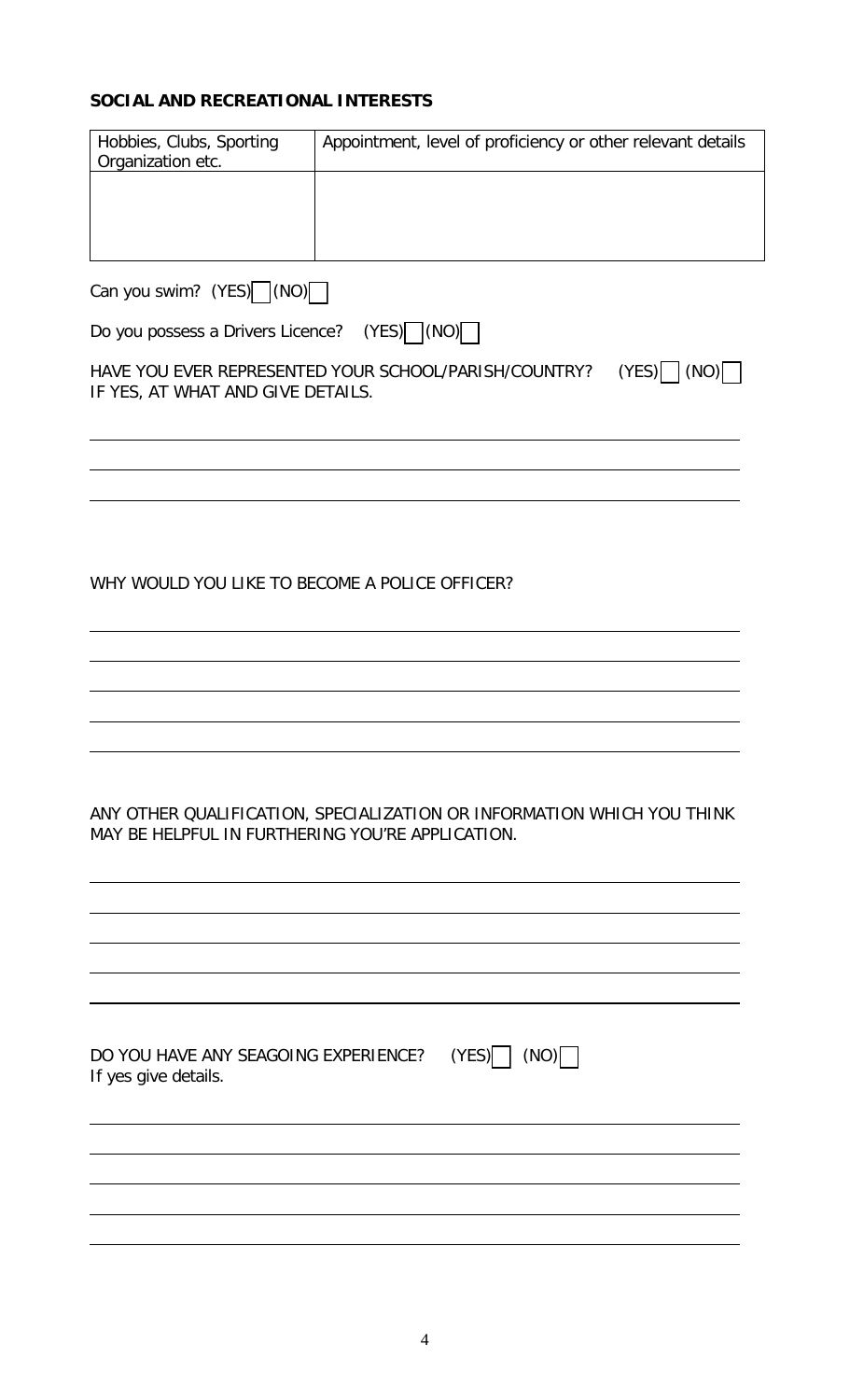**SOCIAL AND RECREATIONAL INTERESTS**

| Hobbies, Clubs, Sporting Organization etc. | Appointment, level of proficiency or other relevant details |
|---|---|
| | |

Can you swim? (YES) ☐ (NO) ☐

Do you possess a Drivers Licence? (YES) ☐ (NO) ☐

HAVE YOU EVER REPRESENTED YOUR SCHOOL/PARISH/COUNTRY? (YES) ☐ (NO) ☐
IF YES, AT WHAT AND GIVE DETAILS.

___________________________________________________________

___________________________________________________________

___________________________________________________________

WHY WOULD YOU LIKE TO BECOME A POLICE OFFICER?

___________________________________________________________

___________________________________________________________

___________________________________________________________

___________________________________________________________

___________________________________________________________

ANY OTHER QUALIFICATION, SPECIALIZATION OR INFORMATION WHICH YOU THINK MAY BE HELPFUL IN FURTHERING YOU'RE APPLICATION.

___________________________________________________________

___________________________________________________________

___________________________________________________________

___________________________________________________________

___________________________________________________________

DO YOU HAVE ANY SEAGOING EXPERIENCE? (YES) ☐ (NO) ☐
If yes give details.

___________________________________________________________

___________________________________________________________

___________________________________________________________

___________________________________________________________

___________________________________________________________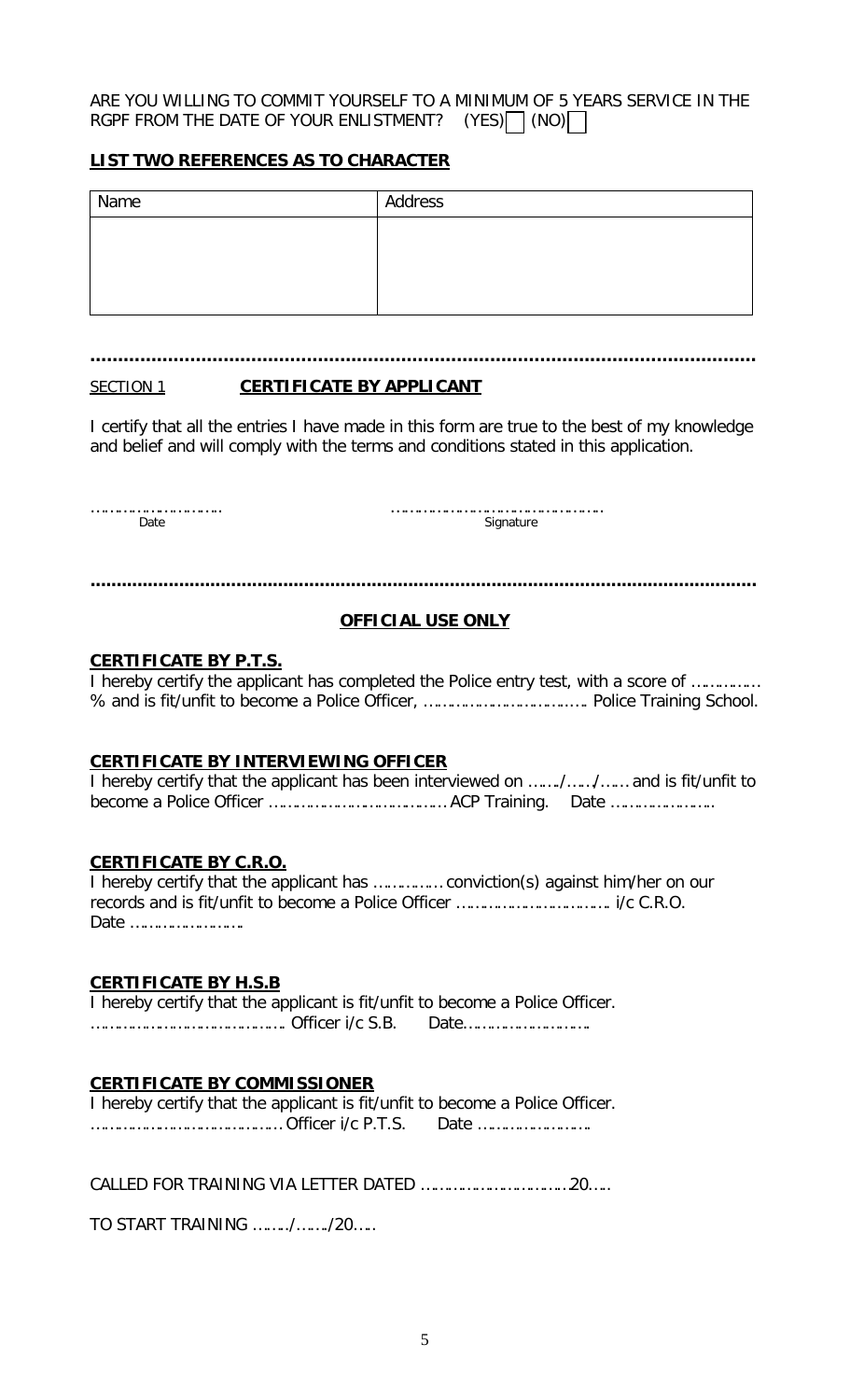ARE YOU WILLING TO COMMIT YOURSELF TO A MINIMUM OF 5 YEARS SERVICE IN THE RGPF FROM THE DATE OF YOUR ENLISTMENT? (YES) ☐ (NO) ☐

**LIST TWO REFERENCES AS TO CHARACTER**

| Name | Address |
|---|---|
| | |

……………………………………………………………………………………………………

SECTION 1 **CERTIFICATE BY APPLICANT**

I certify that all the entries I have made in this form are true to the best of my knowledge and belief and will comply with the terms and conditions stated in this application.

……………………… ………………………………………
Date Signature

……………………………………………………………………………………………………

**OFFICIAL USE ONLY**

**CERTIFICATE BY P.T.S.**

I hereby certify the applicant has completed the Police entry test, with a score of …………… % and is fit/unfit to become a Police Officer, ……………………………. Police Training School.

**CERTIFICATE BY INTERVIEWING OFFICER**

I hereby certify that the applicant has been interviewed on ……/……/…… and is fit/unfit to become a Police Officer ……………………………… ACP Training. Date …………………

**CERTIFICATE BY C.R.O.**

I hereby certify that the applicant has …………… conviction(s) against him/her on our records and is fit/unfit to become a Police Officer ……………………………. i/c C.R.O.
Date …………………….

**CERTIFICATE BY H.S.B**

I hereby certify that the applicant is fit/unfit to become a Police Officer.
……………………………………. Officer i/c S.B. Date……………………….

**CERTIFICATE BY COMMISSIONER**

I hereby certify that the applicant is fit/unfit to become a Police Officer.
…………………………………… Officer i/c P.T.S. Date …………………….

CALLED FOR TRAINING VIA LETTER DATED ………………………….20…..

TO START TRAINING ……../……./20…..